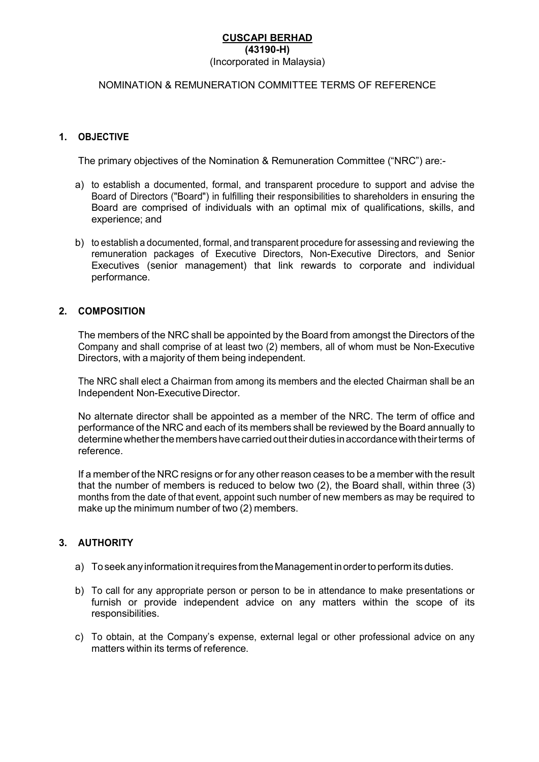**CUSCAPI BERHAD**
**(43190-H)**
(Incorporated in Malaysia)

NOMINATION & REMUNERATION COMMITTEE TERMS OF REFERENCE

## 1. OBJECTIVE

The primary objectives of the Nomination & Remuneration Committee ("NRC") are:-

a) to establish a documented, formal, and transparent procedure to support and advise the Board of Directors ("Board") in fulfilling their responsibilities to shareholders in ensuring the Board are comprised of individuals with an optimal mix of qualifications, skills, and experience; and

b) to establish a documented, formal, and transparent procedure for assessing and reviewing the remuneration packages of Executive Directors, Non-Executive Directors, and Senior Executives (senior management) that link rewards to corporate and individual performance.

## 2. COMPOSITION

The members of the NRC shall be appointed by the Board from amongst the Directors of the Company and shall comprise of at least two (2) members, all of whom must be Non-Executive Directors, with a majority of them being independent.

The NRC shall elect a Chairman from among its members and the elected Chairman shall be an Independent Non-Executive Director.

No alternate director shall be appointed as a member of the NRC. The term of office and performance of the NRC and each of its members shall be reviewed by the Board annually to determine whether the members have carried out their duties in accordance with their terms of reference.

If a member of the NRC resigns or for any other reason ceases to be a member with the result that the number of members is reduced to below two (2), the Board shall, within three (3) months from the date of that event, appoint such number of new members as may be required to make up the minimum number of two (2) members.

## 3. AUTHORITY

a) To seek any information it requires from the Management in order to perform its duties.

b) To call for any appropriate person or person to be in attendance to make presentations or furnish or provide independent advice on any matters within the scope of its responsibilities.

c) To obtain, at the Company's expense, external legal or other professional advice on any matters within its terms of reference.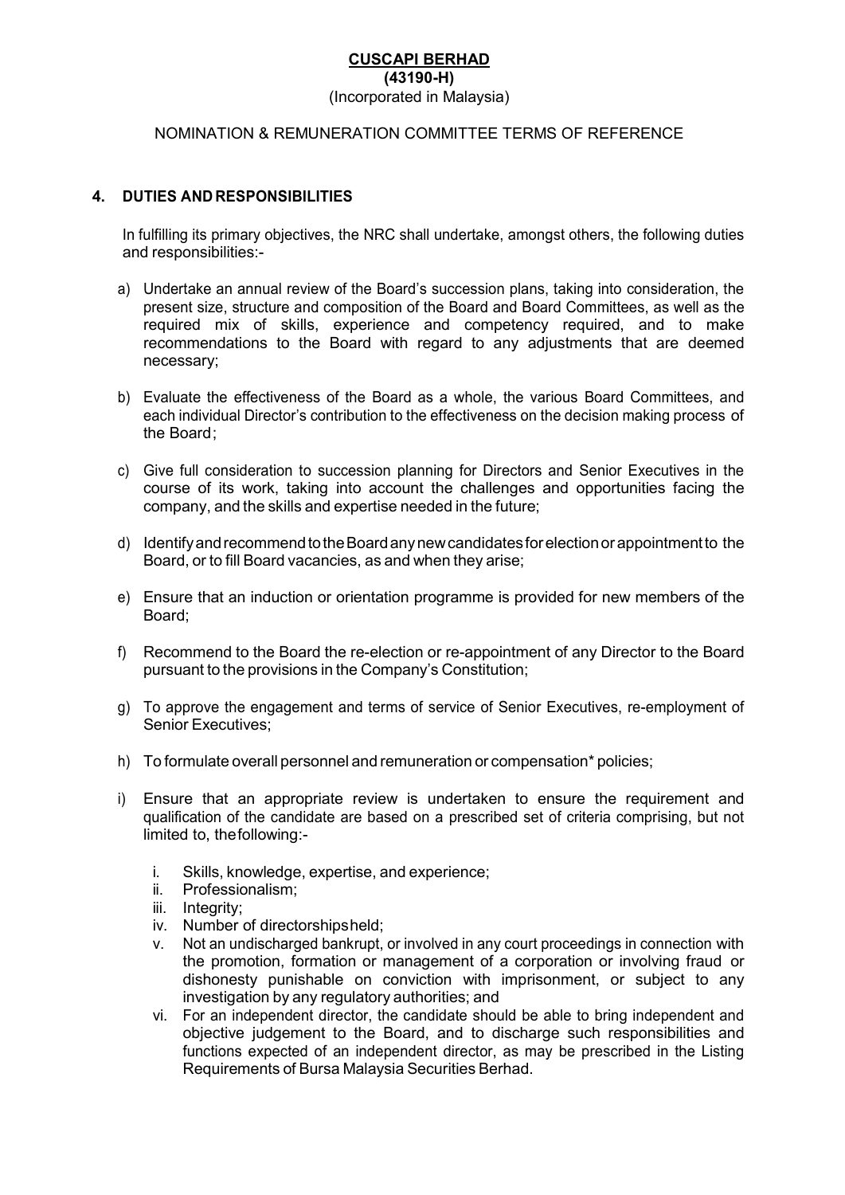**CUSCAPI BERHAD**
**(43190-H)**
(Incorporated in Malaysia)

NOMINATION & REMUNERATION COMMITTEE TERMS OF REFERENCE

## 4. DUTIES AND RESPONSIBILITIES

In fulfilling its primary objectives, the NRC shall undertake, amongst others, the following duties and responsibilities:-

a) Undertake an annual review of the Board's succession plans, taking into consideration, the present size, structure and composition of the Board and Board Committees, as well as the required mix of skills, experience and competency required, and to make recommendations to the Board with regard to any adjustments that are deemed necessary;

b) Evaluate the effectiveness of the Board as a whole, the various Board Committees, and each individual Director's contribution to the effectiveness on the decision making process of the Board;

c) Give full consideration to succession planning for Directors and Senior Executives in the course of its work, taking into account the challenges and opportunities facing the company, and the skills and expertise needed in the future;

d) Identify and recommend to the Board any new candidates for election or appointment to the Board, or to fill Board vacancies, as and when they arise;

e) Ensure that an induction or orientation programme is provided for new members of the Board;

f) Recommend to the Board the re-election or re-appointment of any Director to the Board pursuant to the provisions in the Company's Constitution;

g) To approve the engagement and terms of service of Senior Executives, re-employment of Senior Executives;

h) To formulate overall personnel and remuneration or compensation* policies;

i) Ensure that an appropriate review is undertaken to ensure the requirement and qualification of the candidate are based on a prescribed set of criteria comprising, but not limited to, the following:-

   i. Skills, knowledge, expertise, and experience;
   ii. Professionalism;
   iii. Integrity;
   iv. Number of directorships held;
   v. Not an undischarged bankrupt, or involved in any court proceedings in connection with the promotion, formation or management of a corporation or involving fraud or dishonesty punishable on conviction with imprisonment, or subject to any investigation by any regulatory authorities; and
   vi. For an independent director, the candidate should be able to bring independent and objective judgement to the Board, and to discharge such responsibilities and functions expected of an independent director, as may be prescribed in the Listing Requirements of Bursa Malaysia Securities Berhad.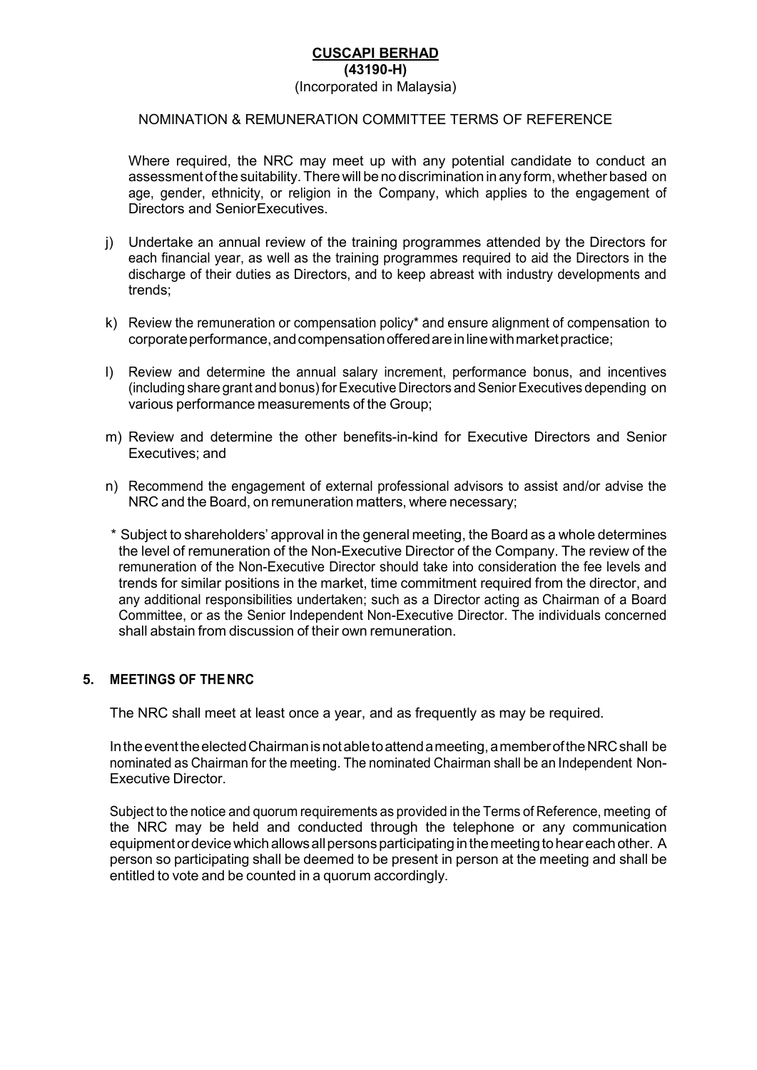Where required, the NRC may meet up with any potential candidate to conduct an assessment of the suitability. There will be no discrimination in any form, whether based on age, gender, ethnicity, or religion in the Company, which applies to the engagement of Directors and Senior Executives.

j) Undertake an annual review of the training programmes attended by the Directors for each financial year, as well as the training programmes required to aid the Directors in the discharge of their duties as Directors, and to keep abreast with industry developments and trends;

k) Review the remuneration or compensation policy* and ensure alignment of compensation to corporate performance, and compensation offered are in line with market practice;

l) Review and determine the annual salary increment, performance bonus, and incentives (including share grant and bonus) for Executive Directors and Senior Executives depending on various performance measurements of the Group;

m) Review and determine the other benefits-in-kind for Executive Directors and Senior Executives; and

n) Recommend the engagement of external professional advisors to assist and/or advise the NRC and the Board, on remuneration matters, where necessary;

\* Subject to shareholders' approval in the general meeting, the Board as a whole determines the level of remuneration of the Non-Executive Director of the Company. The review of the remuneration of the Non-Executive Director should take into consideration the fee levels and trends for similar positions in the market, time commitment required from the director, and any additional responsibilities undertaken; such as a Director acting as Chairman of a Board Committee, or as the Senior Independent Non-Executive Director. The individuals concerned shall abstain from discussion of their own remuneration.

## 5. MEETINGS OF THE NRC

The NRC shall meet at least once a year, and as frequently as may be required.

In the event the elected Chairman is not able to attend a meeting, a member of the NRC shall be nominated as Chairman for the meeting. The nominated Chairman shall be an Independent Non-Executive Director.

Subject to the notice and quorum requirements as provided in the Terms of Reference, meeting of the NRC may be held and conducted through the telephone or any communication equipment or device which allows all persons participating in the meeting to hear each other. A person so participating shall be deemed to be present in person at the meeting and shall be entitled to vote and be counted in a quorum accordingly.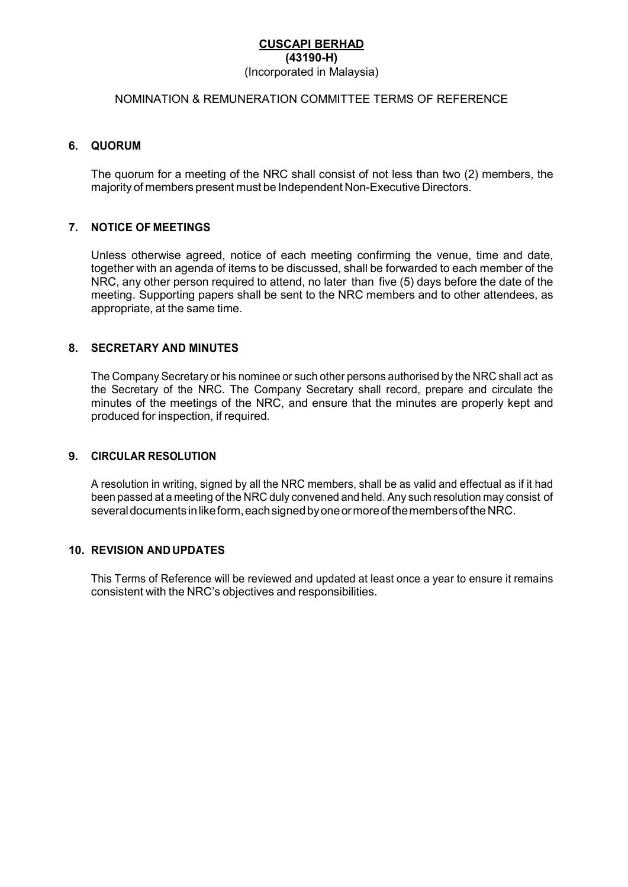**CUSCAPI BERHAD**
**(43190-H)**
(Incorporated in Malaysia)

NOMINATION & REMUNERATION COMMITTEE TERMS OF REFERENCE

## 6. QUORUM

The quorum for a meeting of the NRC shall consist of not less than two (2) members, the majority of members present must be Independent Non-Executive Directors.

## 7. NOTICE OF MEETINGS

Unless otherwise agreed, notice of each meeting confirming the venue, time and date, together with an agenda of items to be discussed, shall be forwarded to each member of the NRC, any other person required to attend, no later than five (5) days before the date of the meeting. Supporting papers shall be sent to the NRC members and to other attendees, as appropriate, at the same time.

## 8. SECRETARY AND MINUTES

The Company Secretary or his nominee or such other persons authorised by the NRC shall act as the Secretary of the NRC. The Company Secretary shall record, prepare and circulate the minutes of the meetings of the NRC, and ensure that the minutes are properly kept and produced for inspection, if required.

## 9. CIRCULAR RESOLUTION

A resolution in writing, signed by all the NRC members, shall be as valid and effectual as if it had been passed at a meeting of the NRC duly convened and held. Any such resolution may consist of several documents in like form, each signed by one or more of the members of the NRC.

## 10. REVISION AND UPDATES

This Terms of Reference will be reviewed and updated at least once a year to ensure it remains consistent with the NRC's objectives and responsibilities.